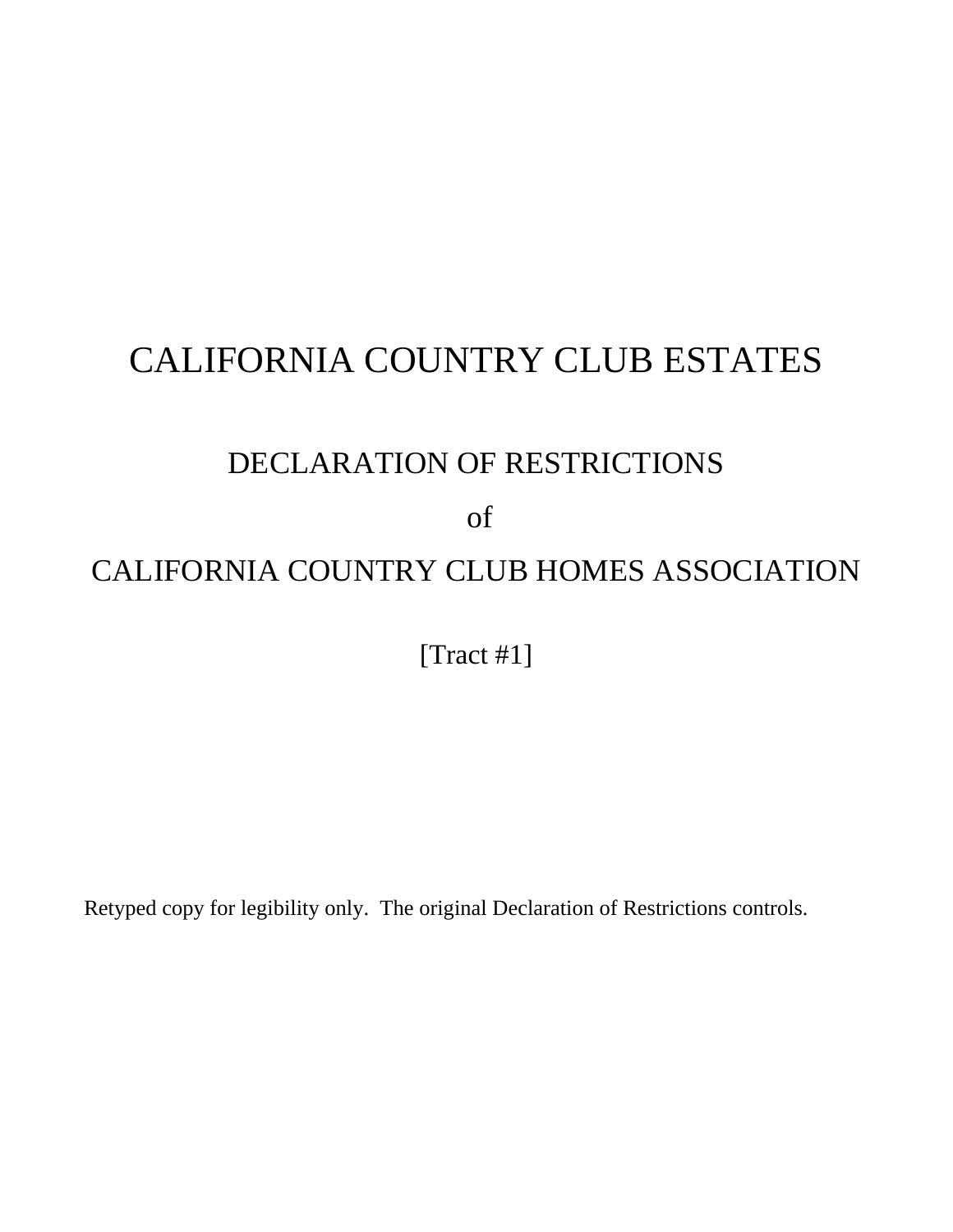# CALIFORNIA COUNTRY CLUB ESTATES

## DECLARATION OF RESTRICTIONS

## of

## CALIFORNIA COUNTRY CLUB HOMES ASSOCIATION

[Tract #1]

Retyped copy for legibility only. The original Declaration of Restrictions controls.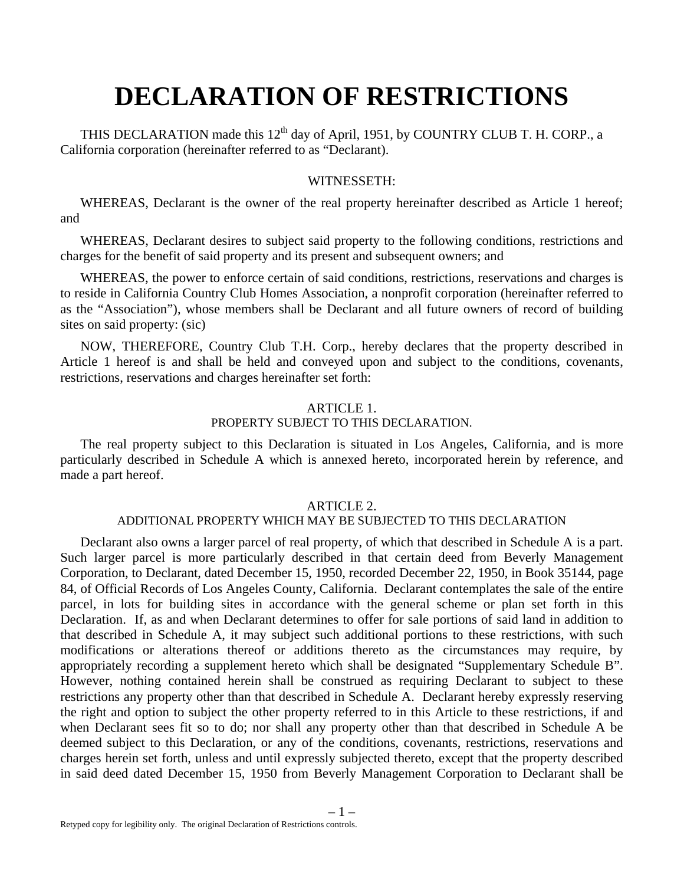# DECLARATION OF RESTRICTIONS

THIS DECLARATION made this 12th day of April, 1951, by COUNTRY CLUB T. H. CORP., a California corporation (hereinafter referred to as "Declarant).

WITNESSETH:

WHEREAS, Declarant is the owner of the real property hereinafter described as Article 1 hereof; and

WHEREAS, Declarant desires to subject said property to the following conditions, restrictions and charges for the benefit of said property and its present and subsequent owners; and

WHEREAS, the power to enforce certain of said conditions, restrictions, reservations and charges is to reside in California Country Club Homes Association, a nonprofit corporation (hereinafter referred to as the "Association"), whose members shall be Declarant and all future owners of record of building sites on said property: (sic)

NOW, THEREFORE, Country Club T.H. Corp., hereby declares that the property described in Article 1 hereof is and shall be held and conveyed upon and subject to the conditions, covenants, restrictions, reservations and charges hereinafter set forth:

## ARTICLE 1.
### PROPERTY SUBJECT TO THIS DECLARATION.

The real property subject to this Declaration is situated in Los Angeles, California, and is more particularly described in Schedule A which is annexed hereto, incorporated herein by reference, and made a part hereof.

## ARTICLE 2.
### ADDITIONAL PROPERTY WHICH MAY BE SUBJECTED TO THIS DECLARATION

Declarant also owns a larger parcel of real property, of which that described in Schedule A is a part. Such larger parcel is more particularly described in that certain deed from Beverly Management Corporation, to Declarant, dated December 15, 1950, recorded December 22, 1950, in Book 35144, page 84, of Official Records of Los Angeles County, California. Declarant contemplates the sale of the entire parcel, in lots for building sites in accordance with the general scheme or plan set forth in this Declaration. If, as and when Declarant determines to offer for sale portions of said land in addition to that described in Schedule A, it may subject such additional portions to these restrictions, with such modifications or alterations thereof or additions thereto as the circumstances may require, by appropriately recording a supplement hereto which shall be designated "Supplementary Schedule B". However, nothing contained herein shall be construed as requiring Declarant to subject to these restrictions any property other than that described in Schedule A. Declarant hereby expressly reserving the right and option to subject the other property referred to in this Article to these restrictions, if and when Declarant sees fit so to do; nor shall any property other than that described in Schedule A be deemed subject to this Declaration, or any of the conditions, covenants, restrictions, reservations and charges herein set forth, unless and until expressly subjected thereto, except that the property described in said deed dated December 15, 1950 from Beverly Management Corporation to Declarant shall be

Retyped copy for legibility only. The original Declaration of Restrictions controls.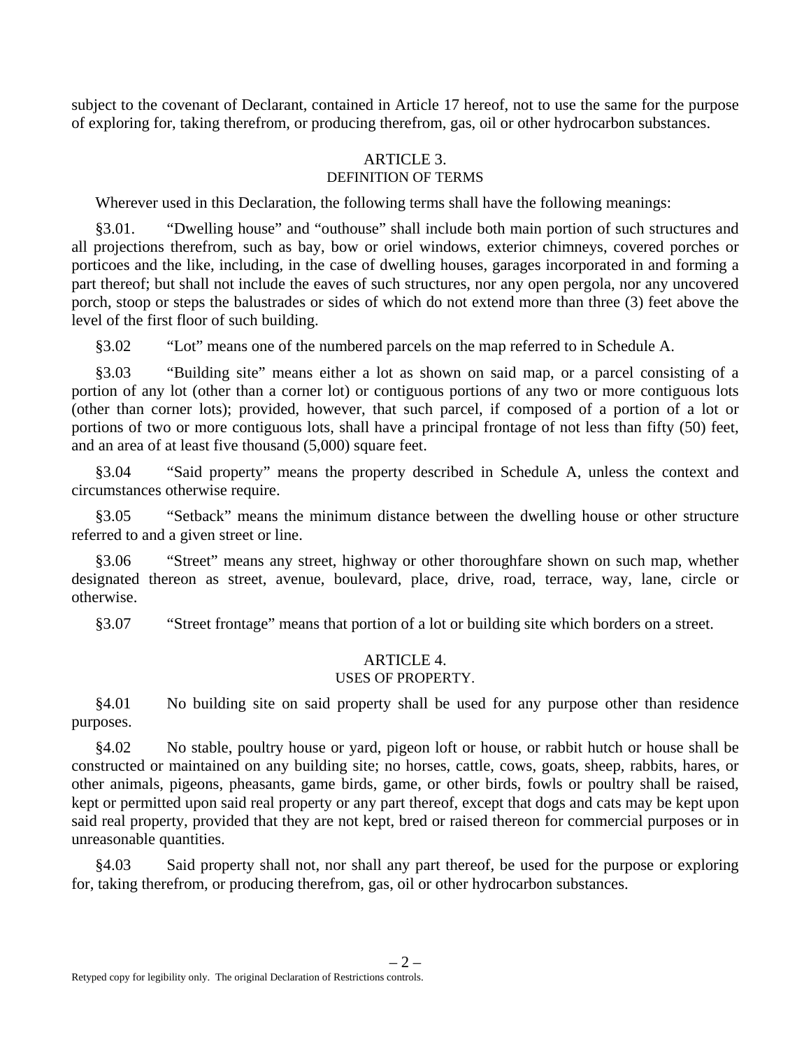subject to the covenant of Declarant, contained in Article 17 hereof, not to use the same for the purpose of exploring for, taking therefrom, or producing therefrom, gas, oil or other hydrocarbon substances.

## ARTICLE 3.
### DEFINITION OF TERMS

Wherever used in this Declaration, the following terms shall have the following meanings:

§3.01. "Dwelling house" and "outhouse" shall include both main portion of such structures and all projections therefrom, such as bay, bow or oriel windows, exterior chimneys, covered porches or porticoes and the like, including, in the case of dwelling houses, garages incorporated in and forming a part thereof; but shall not include the eaves of such structures, nor any open pergola, nor any uncovered porch, stoop or steps the balustrades or sides of which do not extend more than three (3) feet above the level of the first floor of such building.

§3.02 "Lot" means one of the numbered parcels on the map referred to in Schedule A.

§3.03 "Building site" means either a lot as shown on said map, or a parcel consisting of a portion of any lot (other than a corner lot) or contiguous portions of any two or more contiguous lots (other than corner lots); provided, however, that such parcel, if composed of a portion of a lot or portions of two or more contiguous lots, shall have a principal frontage of not less than fifty (50) feet, and an area of at least five thousand (5,000) square feet.

§3.04 "Said property" means the property described in Schedule A, unless the context and circumstances otherwise require.

§3.05 "Setback" means the minimum distance between the dwelling house or other structure referred to and a given street or line.

§3.06 "Street" means any street, highway or other thoroughfare shown on such map, whether designated thereon as street, avenue, boulevard, place, drive, road, terrace, way, lane, circle or otherwise.

§3.07 "Street frontage" means that portion of a lot or building site which borders on a street.

## ARTICLE 4.
### USES OF PROPERTY.

§4.01 No building site on said property shall be used for any purpose other than residence purposes.

§4.02 No stable, poultry house or yard, pigeon loft or house, or rabbit hutch or house shall be constructed or maintained on any building site; no horses, cattle, cows, goats, sheep, rabbits, hares, or other animals, pigeons, pheasants, game birds, game, or other birds, fowls or poultry shall be raised, kept or permitted upon said real property or any part thereof, except that dogs and cats may be kept upon said real property, provided that they are not kept, bred or raised thereon for commercial purposes or in unreasonable quantities.

§4.03 Said property shall not, nor shall any part thereof, be used for the purpose or exploring for, taking therefrom, or producing therefrom, gas, oil or other hydrocarbon substances.

Retyped copy for legibility only. The original Declaration of Restrictions controls.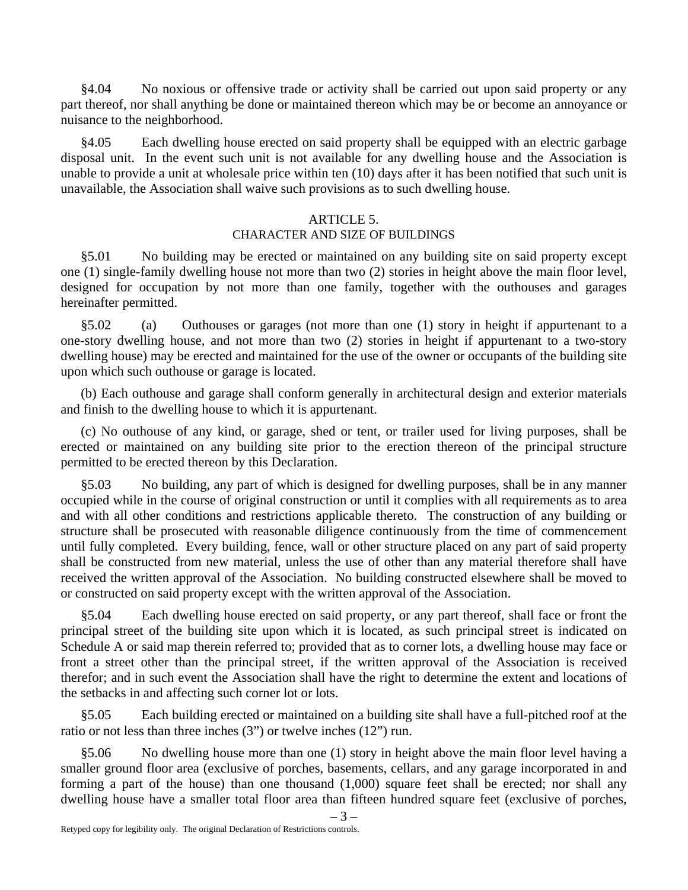§4.04 No noxious or offensive trade or activity shall be carried out upon said property or any part thereof, nor shall anything be done or maintained thereon which may be or become an annoyance or nuisance to the neighborhood.

§4.05 Each dwelling house erected on said property shall be equipped with an electric garbage disposal unit. In the event such unit is not available for any dwelling house and the Association is unable to provide a unit at wholesale price within ten (10) days after it has been notified that such unit is unavailable, the Association shall waive such provisions as to such dwelling house.

## ARTICLE 5.
## CHARACTER AND SIZE OF BUILDINGS

§5.01 No building may be erected or maintained on any building site on said property except one (1) single-family dwelling house not more than two (2) stories in height above the main floor level, designed for occupation by not more than one family, together with the outhouses and garages hereinafter permitted.

§5.02 (a) Outhouses or garages (not more than one (1) story in height if appurtenant to a one-story dwelling house, and not more than two (2) stories in height if appurtenant to a two-story dwelling house) may be erected and maintained for the use of the owner or occupants of the building site upon which such outhouse or garage is located.

(b) Each outhouse and garage shall conform generally in architectural design and exterior materials and finish to the dwelling house to which it is appurtenant.

(c) No outhouse of any kind, or garage, shed or tent, or trailer used for living purposes, shall be erected or maintained on any building site prior to the erection thereon of the principal structure permitted to be erected thereon by this Declaration.

§5.03 No building, any part of which is designed for dwelling purposes, shall be in any manner occupied while in the course of original construction or until it complies with all requirements as to area and with all other conditions and restrictions applicable thereto. The construction of any building or structure shall be prosecuted with reasonable diligence continuously from the time of commencement until fully completed. Every building, fence, wall or other structure placed on any part of said property shall be constructed from new material, unless the use of other than any material therefore shall have received the written approval of the Association. No building constructed elsewhere shall be moved to or constructed on said property except with the written approval of the Association.

§5.04 Each dwelling house erected on said property, or any part thereof, shall face or front the principal street of the building site upon which it is located, as such principal street is indicated on Schedule A or said map therein referred to; provided that as to corner lots, a dwelling house may face or front a street other than the principal street, if the written approval of the Association is received therefor; and in such event the Association shall have the right to determine the extent and locations of the setbacks in and affecting such corner lot or lots.

§5.05 Each building erected or maintained on a building site shall have a full-pitched roof at the ratio or not less than three inches (3") or twelve inches (12") run.

§5.06 No dwelling house more than one (1) story in height above the main floor level having a smaller ground floor area (exclusive of porches, basements, cellars, and any garage incorporated in and forming a part of the house) than one thousand (1,000) square feet shall be erected; nor shall any dwelling house have a smaller total floor area than fifteen hundred square feet (exclusive of porches,

Retyped copy for legibility only. The original Declaration of Restrictions controls.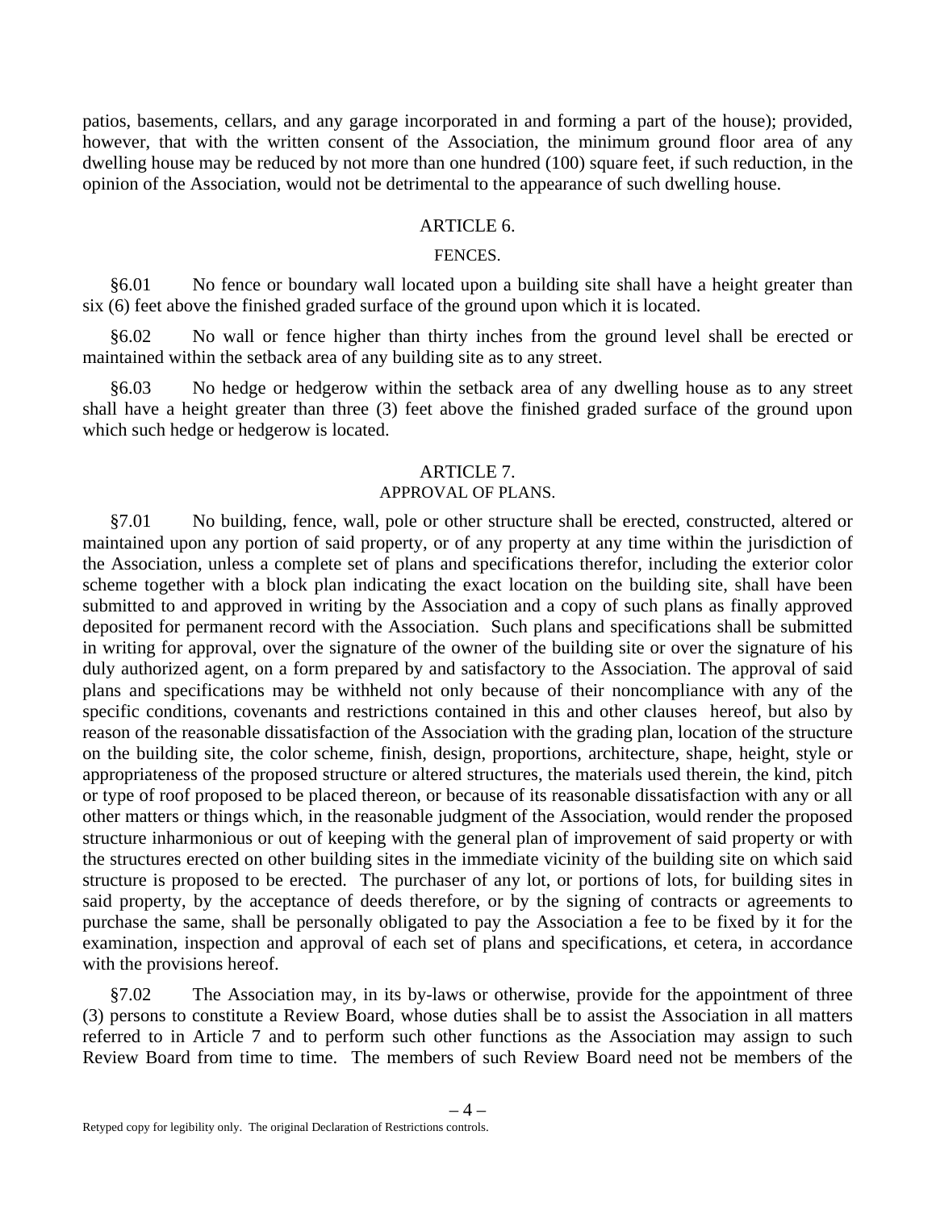patios, basements, cellars, and any garage incorporated in and forming a part of the house); provided, however, that with the written consent of the Association, the minimum ground floor area of any dwelling house may be reduced by not more than one hundred (100) square feet, if such reduction, in the opinion of the Association, would not be detrimental to the appearance of such dwelling house.

## ARTICLE 6.

### FENCES.

§6.01 No fence or boundary wall located upon a building site shall have a height greater than six (6) feet above the finished graded surface of the ground upon which it is located.

§6.02 No wall or fence higher than thirty inches from the ground level shall be erected or maintained within the setback area of any building site as to any street.

§6.03 No hedge or hedgerow within the setback area of any dwelling house as to any street shall have a height greater than three (3) feet above the finished graded surface of the ground upon which such hedge or hedgerow is located.

## ARTICLE 7.

### APPROVAL OF PLANS.

§7.01 No building, fence, wall, pole or other structure shall be erected, constructed, altered or maintained upon any portion of said property, or of any property at any time within the jurisdiction of the Association, unless a complete set of plans and specifications therefor, including the exterior color scheme together with a block plan indicating the exact location on the building site, shall have been submitted to and approved in writing by the Association and a copy of such plans as finally approved deposited for permanent record with the Association. Such plans and specifications shall be submitted in writing for approval, over the signature of the owner of the building site or over the signature of his duly authorized agent, on a form prepared by and satisfactory to the Association. The approval of said plans and specifications may be withheld not only because of their noncompliance with any of the specific conditions, covenants and restrictions contained in this and other clauses hereof, but also by reason of the reasonable dissatisfaction of the Association with the grading plan, location of the structure on the building site, the color scheme, finish, design, proportions, architecture, shape, height, style or appropriateness of the proposed structure or altered structures, the materials used therein, the kind, pitch or type of roof proposed to be placed thereon, or because of its reasonable dissatisfaction with any or all other matters or things which, in the reasonable judgment of the Association, would render the proposed structure inharmonious or out of keeping with the general plan of improvement of said property or with the structures erected on other building sites in the immediate vicinity of the building site on which said structure is proposed to be erected. The purchaser of any lot, or portions of lots, for building sites in said property, by the acceptance of deeds therefore, or by the signing of contracts or agreements to purchase the same, shall be personally obligated to pay the Association a fee to be fixed by it for the examination, inspection and approval of each set of plans and specifications, et cetera, in accordance with the provisions hereof.

§7.02 The Association may, in its by-laws or otherwise, provide for the appointment of three (3) persons to constitute a Review Board, whose duties shall be to assist the Association in all matters referred to in Article 7 and to perform such other functions as the Association may assign to such Review Board from time to time. The members of such Review Board need not be members of the

Retyped copy for legibility only. The original Declaration of Restrictions controls.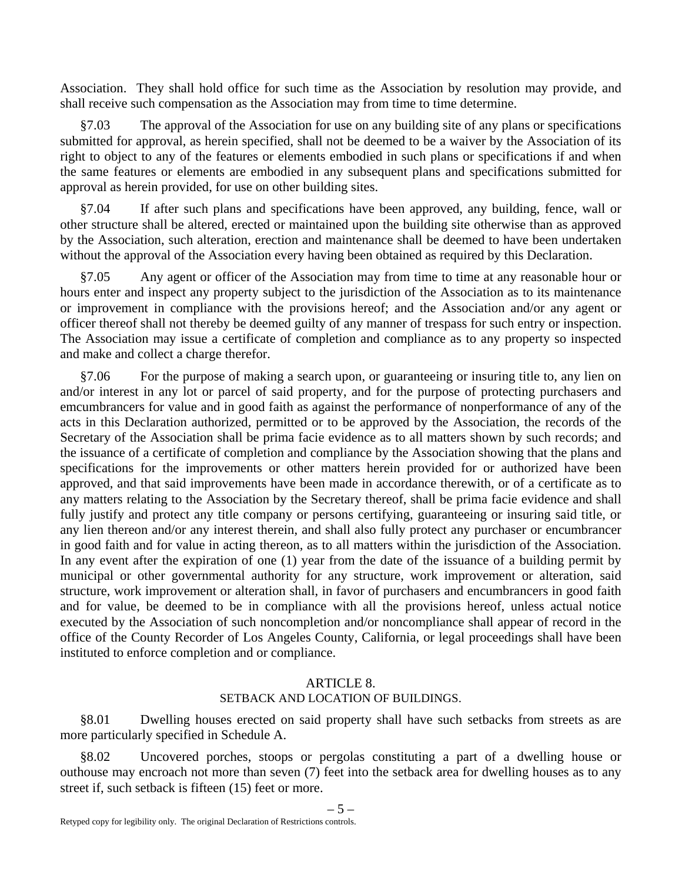Association. They shall hold office for such time as the Association by resolution may provide, and shall receive such compensation as the Association may from time to time determine.

§7.03 The approval of the Association for use on any building site of any plans or specifications submitted for approval, as herein specified, shall not be deemed to be a waiver by the Association of its right to object to any of the features or elements embodied in such plans or specifications if and when the same features or elements are embodied in any subsequent plans and specifications submitted for approval as herein provided, for use on other building sites.

§7.04 If after such plans and specifications have been approved, any building, fence, wall or other structure shall be altered, erected or maintained upon the building site otherwise than as approved by the Association, such alteration, erection and maintenance shall be deemed to have been undertaken without the approval of the Association every having been obtained as required by this Declaration.

§7.05 Any agent or officer of the Association may from time to time at any reasonable hour or hours enter and inspect any property subject to the jurisdiction of the Association as to its maintenance or improvement in compliance with the provisions hereof; and the Association and/or any agent or officer thereof shall not thereby be deemed guilty of any manner of trespass for such entry or inspection. The Association may issue a certificate of completion and compliance as to any property so inspected and make and collect a charge therefor.

§7.06 For the purpose of making a search upon, or guaranteeing or insuring title to, any lien on and/or interest in any lot or parcel of said property, and for the purpose of protecting purchasers and emcumbrancers for value and in good faith as against the performance of nonperformance of any of the acts in this Declaration authorized, permitted or to be approved by the Association, the records of the Secretary of the Association shall be prima facie evidence as to all matters shown by such records; and the issuance of a certificate of completion and compliance by the Association showing that the plans and specifications for the improvements or other matters herein provided for or authorized have been approved, and that said improvements have been made in accordance therewith, or of a certificate as to any matters relating to the Association by the Secretary thereof, shall be prima facie evidence and shall fully justify and protect any title company or persons certifying, guaranteeing or insuring said title, or any lien thereon and/or any interest therein, and shall also fully protect any purchaser or encumbrancer in good faith and for value in acting thereon, as to all matters within the jurisdiction of the Association. In any event after the expiration of one (1) year from the date of the issuance of a building permit by municipal or other governmental authority for any structure, work improvement or alteration, said structure, work improvement or alteration shall, in favor of purchasers and encumbrancers in good faith and for value, be deemed to be in compliance with all the provisions hereof, unless actual notice executed by the Association of such noncompletion and/or noncompliance shall appear of record in the office of the County Recorder of Los Angeles County, California, or legal proceedings shall have been instituted to enforce completion and or compliance.

## ARTICLE 8.
### SETBACK AND LOCATION OF BUILDINGS.

§8.01 Dwelling houses erected on said property shall have such setbacks from streets as are more particularly specified in Schedule A.

§8.02 Uncovered porches, stoops or pergolas constituting a part of a dwelling house or outhouse may encroach not more than seven (7) feet into the setback area for dwelling houses as to any street if, such setback is fifteen (15) feet or more.

Retyped copy for legibility only. The original Declaration of Restrictions controls.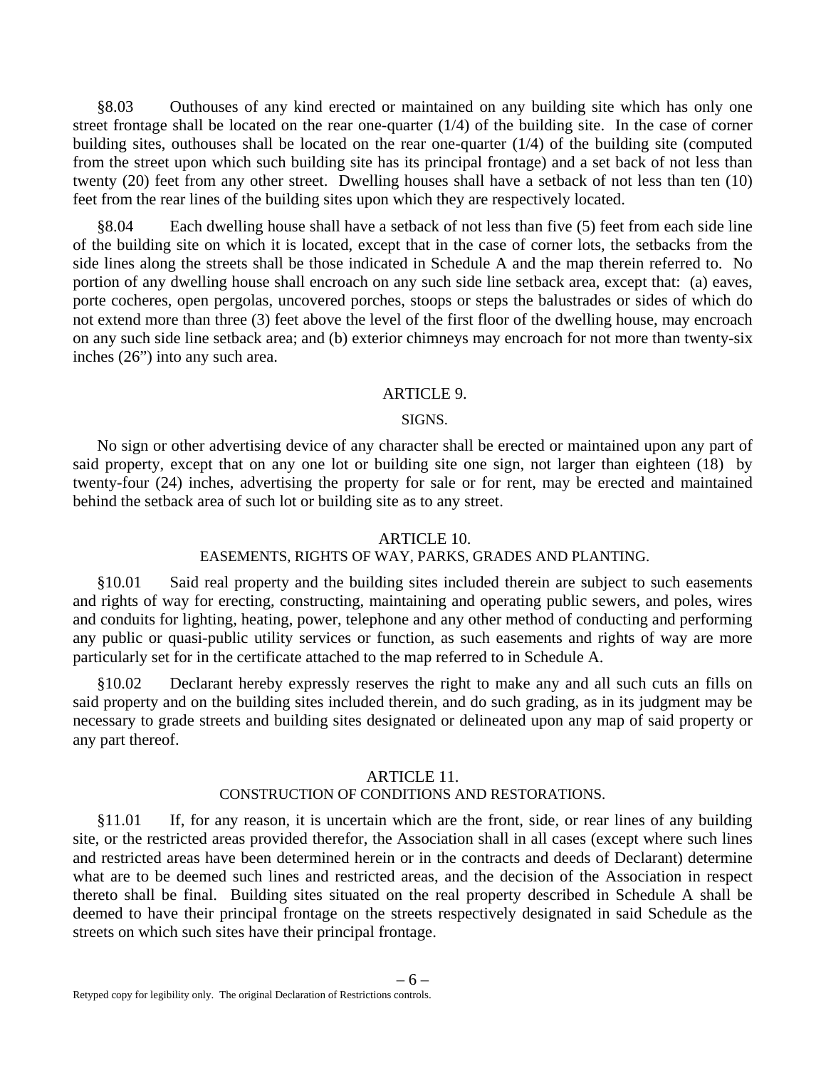§8.03 Outhouses of any kind erected or maintained on any building site which has only one street frontage shall be located on the rear one-quarter (1/4) of the building site. In the case of corner building sites, outhouses shall be located on the rear one-quarter (1/4) of the building site (computed from the street upon which such building site has its principal frontage) and a set back of not less than twenty (20) feet from any other street. Dwelling houses shall have a setback of not less than ten (10) feet from the rear lines of the building sites upon which they are respectively located.

§8.04 Each dwelling house shall have a setback of not less than five (5) feet from each side line of the building site on which it is located, except that in the case of corner lots, the setbacks from the side lines along the streets shall be those indicated in Schedule A and the map therein referred to. No portion of any dwelling house shall encroach on any such side line setback area, except that: (a) eaves, porte cocheres, open pergolas, uncovered porches, stoops or steps the balustrades or sides of which do not extend more than three (3) feet above the level of the first floor of the dwelling house, may encroach on any such side line setback area; and (b) exterior chimneys may encroach for not more than twenty-six inches (26") into any such area.

## ARTICLE 9.

### SIGNS.

No sign or other advertising device of any character shall be erected or maintained upon any part of said property, except that on any one lot or building site one sign, not larger than eighteen (18) by twenty-four (24) inches, advertising the property for sale or for rent, may be erected and maintained behind the setback area of such lot or building site as to any street.

## ARTICLE 10.

### EASEMENTS, RIGHTS OF WAY, PARKS, GRADES AND PLANTING.

§10.01 Said real property and the building sites included therein are subject to such easements and rights of way for erecting, constructing, maintaining and operating public sewers, and poles, wires and conduits for lighting, heating, power, telephone and any other method of conducting and performing any public or quasi-public utility services or function, as such easements and rights of way are more particularly set for in the certificate attached to the map referred to in Schedule A.

§10.02 Declarant hereby expressly reserves the right to make any and all such cuts an fills on said property and on the building sites included therein, and do such grading, as in its judgment may be necessary to grade streets and building sites designated or delineated upon any map of said property or any part thereof.

## ARTICLE 11.

### CONSTRUCTION OF CONDITIONS AND RESTORATIONS.

§11.01 If, for any reason, it is uncertain which are the front, side, or rear lines of any building site, or the restricted areas provided therefor, the Association shall in all cases (except where such lines and restricted areas have been determined herein or in the contracts and deeds of Declarant) determine what are to be deemed such lines and restricted areas, and the decision of the Association in respect thereto shall be final. Building sites situated on the real property described in Schedule A shall be deemed to have their principal frontage on the streets respectively designated in said Schedule as the streets on which such sites have their principal frontage.

Retyped copy for legibility only. The original Declaration of Restrictions controls.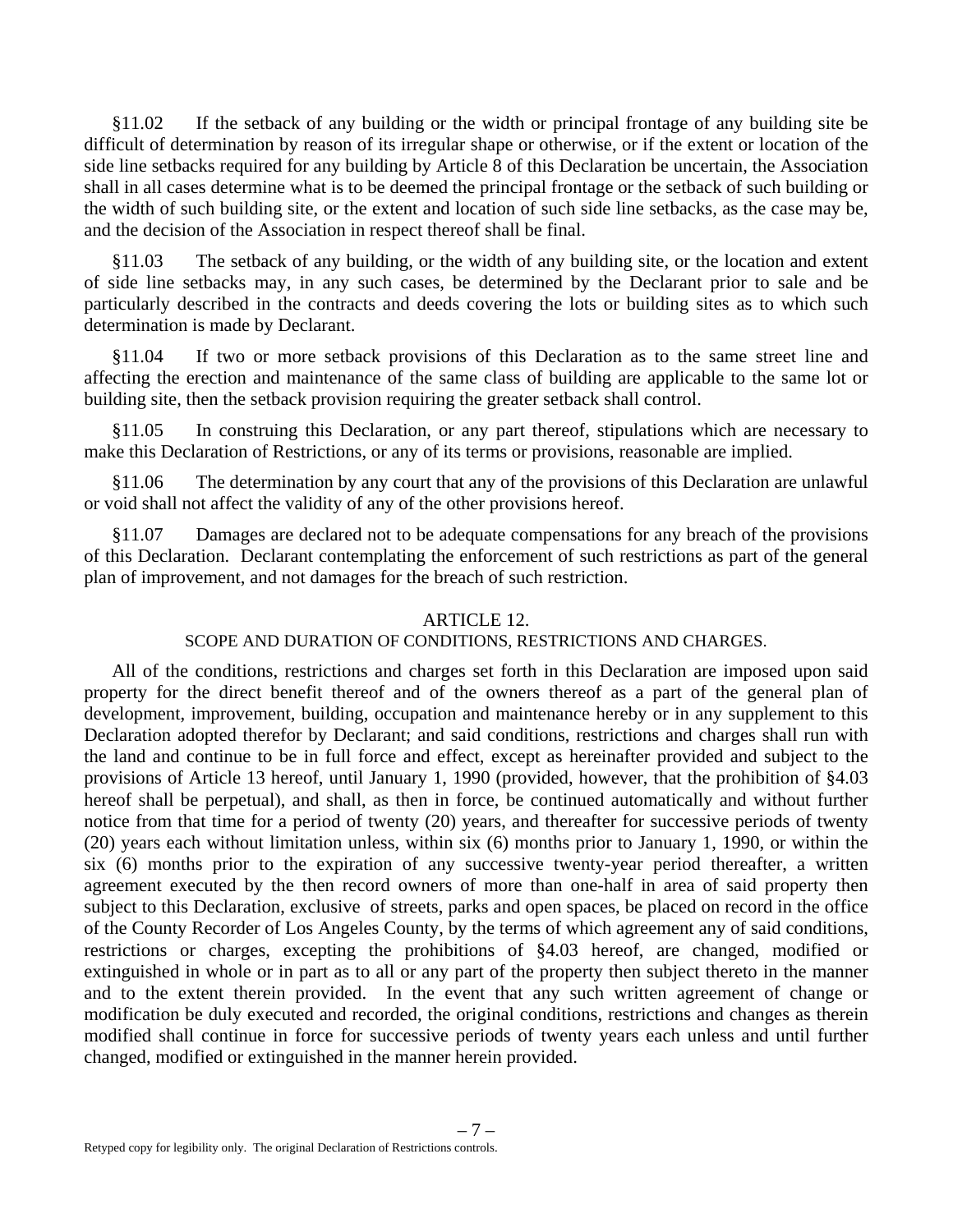§11.02 If the setback of any building or the width or principal frontage of any building site be difficult of determination by reason of its irregular shape or otherwise, or if the extent or location of the side line setbacks required for any building by Article 8 of this Declaration be uncertain, the Association shall in all cases determine what is to be deemed the principal frontage or the setback of such building or the width of such building site, or the extent and location of such side line setbacks, as the case may be, and the decision of the Association in respect thereof shall be final.

§11.03 The setback of any building, or the width of any building site, or the location and extent of side line setbacks may, in any such cases, be determined by the Declarant prior to sale and be particularly described in the contracts and deeds covering the lots or building sites as to which such determination is made by Declarant.

§11.04 If two or more setback provisions of this Declaration as to the same street line and affecting the erection and maintenance of the same class of building are applicable to the same lot or building site, then the setback provision requiring the greater setback shall control.

§11.05 In construing this Declaration, or any part thereof, stipulations which are necessary to make this Declaration of Restrictions, or any of its terms or provisions, reasonable are implied.

§11.06 The determination by any court that any of the provisions of this Declaration are unlawful or void shall not affect the validity of any of the other provisions hereof.

§11.07 Damages are declared not to be adequate compensations for any breach of the provisions of this Declaration. Declarant contemplating the enforcement of such restrictions as part of the general plan of improvement, and not damages for the breach of such restriction.

## ARTICLE 12.
### SCOPE AND DURATION OF CONDITIONS, RESTRICTIONS AND CHARGES.

All of the conditions, restrictions and charges set forth in this Declaration are imposed upon said property for the direct benefit thereof and of the owners thereof as a part of the general plan of development, improvement, building, occupation and maintenance hereby or in any supplement to this Declaration adopted therefor by Declarant; and said conditions, restrictions and charges shall run with the land and continue to be in full force and effect, except as hereinafter provided and subject to the provisions of Article 13 hereof, until January 1, 1990 (provided, however, that the prohibition of §4.03 hereof shall be perpetual), and shall, as then in force, be continued automatically and without further notice from that time for a period of twenty (20) years, and thereafter for successive periods of twenty (20) years each without limitation unless, within six (6) months prior to January 1, 1990, or within the six (6) months prior to the expiration of any successive twenty-year period thereafter, a written agreement executed by the then record owners of more than one-half in area of said property then subject to this Declaration, exclusive of streets, parks and open spaces, be placed on record in the office of the County Recorder of Los Angeles County, by the terms of which agreement any of said conditions, restrictions or charges, excepting the prohibitions of §4.03 hereof, are changed, modified or extinguished in whole or in part as to all or any part of the property then subject thereto in the manner and to the extent therein provided. In the event that any such written agreement of change or modification be duly executed and recorded, the original conditions, restrictions and changes as therein modified shall continue in force for successive periods of twenty years each unless and until further changed, modified or extinguished in the manner herein provided.

Retyped copy for legibility only. The original Declaration of Restrictions controls.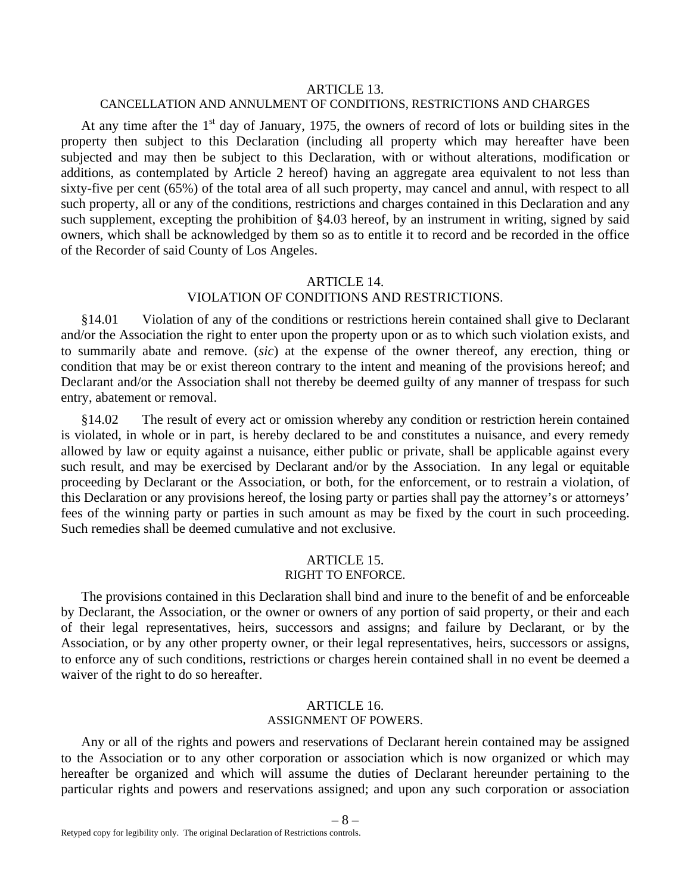## ARTICLE 13.
## CANCELLATION AND ANNULMENT OF CONDITIONS, RESTRICTIONS AND CHARGES

At any time after the 1st day of January, 1975, the owners of record of lots or building sites in the property then subject to this Declaration (including all property which may hereafter have been subjected and may then be subject to this Declaration, with or without alterations, modification or additions, as contemplated by Article 2 hereof) having an aggregate area equivalent to not less than sixty-five per cent (65%) of the total area of all such property, may cancel and annul, with respect to all such property, all or any of the conditions, restrictions and charges contained in this Declaration and any such supplement, excepting the prohibition of §4.03 hereof, by an instrument in writing, signed by said owners, which shall be acknowledged by them so as to entitle it to record and be recorded in the office of the Recorder of said County of Los Angeles.

## ARTICLE 14.
## VIOLATION OF CONDITIONS AND RESTRICTIONS.

§14.01 Violation of any of the conditions or restrictions herein contained shall give to Declarant and/or the Association the right to enter upon the property upon or as to which such violation exists, and to summarily abate and remove. (*sic*) at the expense of the owner thereof, any erection, thing or condition that may be or exist thereon contrary to the intent and meaning of the provisions hereof; and Declarant and/or the Association shall not thereby be deemed guilty of any manner of trespass for such entry, abatement or removal.

§14.02 The result of every act or omission whereby any condition or restriction herein contained is violated, in whole or in part, is hereby declared to be and constitutes a nuisance, and every remedy allowed by law or equity against a nuisance, either public or private, shall be applicable against every such result, and may be exercised by Declarant and/or by the Association. In any legal or equitable proceeding by Declarant or the Association, or both, for the enforcement, or to restrain a violation, of this Declaration or any provisions hereof, the losing party or parties shall pay the attorney's or attorneys' fees of the winning party or parties in such amount as may be fixed by the court in such proceeding. Such remedies shall be deemed cumulative and not exclusive.

## ARTICLE 15.
## RIGHT TO ENFORCE.

The provisions contained in this Declaration shall bind and inure to the benefit of and be enforceable by Declarant, the Association, or the owner or owners of any portion of said property, or their and each of their legal representatives, heirs, successors and assigns; and failure by Declarant, or by the Association, or by any other property owner, or their legal representatives, heirs, successors or assigns, to enforce any of such conditions, restrictions or charges herein contained shall in no event be deemed a waiver of the right to do so hereafter.

## ARTICLE 16.
## ASSIGNMENT OF POWERS.

Any or all of the rights and powers and reservations of Declarant herein contained may be assigned to the Association or to any other corporation or association which is now organized or which may hereafter be organized and which will assume the duties of Declarant hereunder pertaining to the particular rights and powers and reservations assigned; and upon any such corporation or association

Retyped copy for legibility only. The original Declaration of Restrictions controls.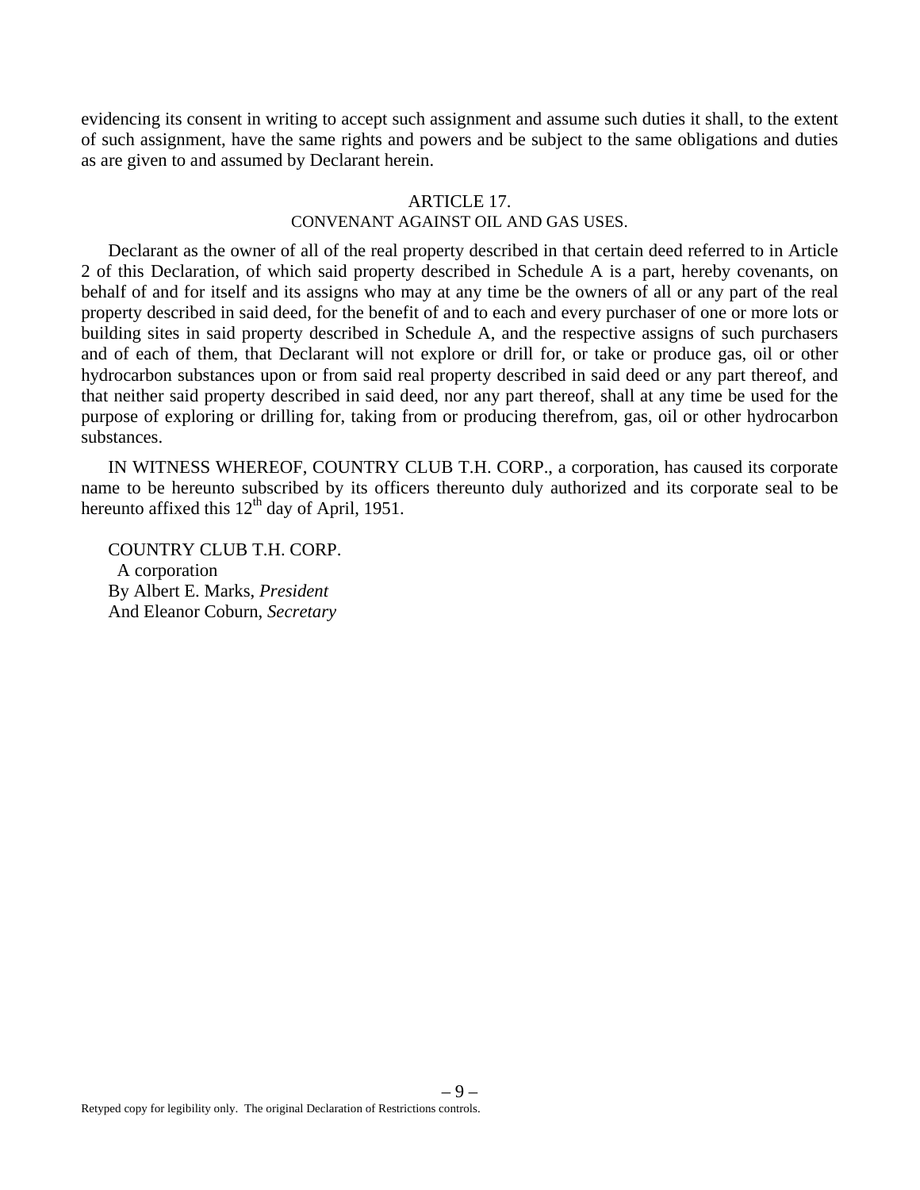evidencing its consent in writing to accept such assignment and assume such duties it shall, to the extent of such assignment, have the same rights and powers and be subject to the same obligations and duties as are given to and assumed by Declarant herein.

## ARTICLE 17.
## CONVENANT AGAINST OIL AND GAS USES.

Declarant as the owner of all of the real property described in that certain deed referred to in Article 2 of this Declaration, of which said property described in Schedule A is a part, hereby covenants, on behalf of and for itself and its assigns who may at any time be the owners of all or any part of the real property described in said deed, for the benefit of and to each and every purchaser of one or more lots or building sites in said property described in Schedule A, and the respective assigns of such purchasers and of each of them, that Declarant will not explore or drill for, or take or produce gas, oil or other hydrocarbon substances upon or from said real property described in said deed or any part thereof, and that neither said property described in said deed, nor any part thereof, shall at any time be used for the purpose of exploring or drilling for, taking from or producing therefrom, gas, oil or other hydrocarbon substances.

IN WITNESS WHEREOF, COUNTRY CLUB T.H. CORP., a corporation, has caused its corporate name to be hereunto subscribed by its officers thereunto duly authorized and its corporate seal to be hereunto affixed this 12th day of April, 1951.

COUNTRY CLUB T.H. CORP.
A corporation
By Albert E. Marks, *President*
And Eleanor Coburn, *Secretary*

Retyped copy for legibility only. The original Declaration of Restrictions controls.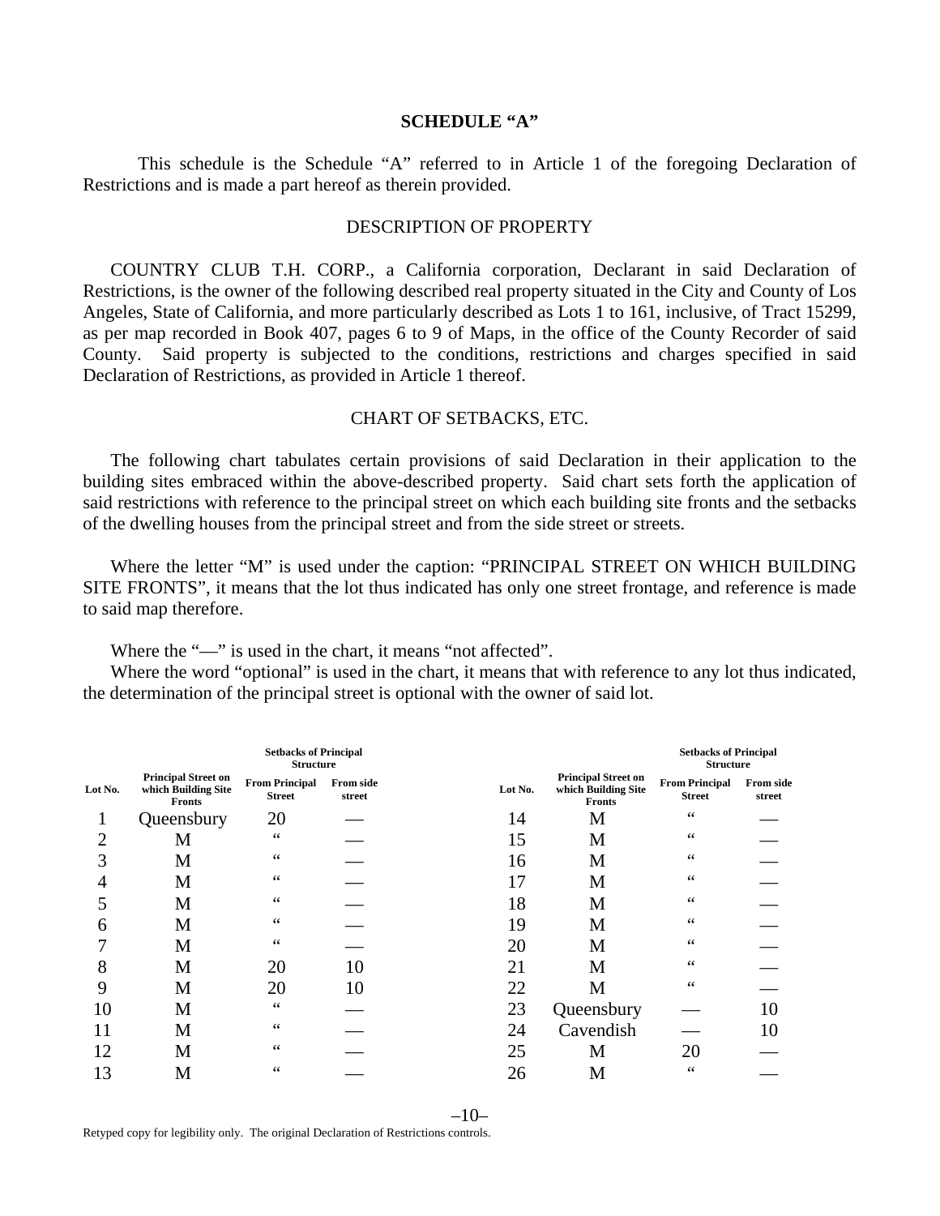## SCHEDULE "A"

This schedule is the Schedule "A" referred to in Article 1 of the foregoing Declaration of Restrictions and is made a part hereof as therein provided.

### DESCRIPTION OF PROPERTY

COUNTRY CLUB T.H. CORP., a California corporation, Declarant in said Declaration of Restrictions, is the owner of the following described real property situated in the City and County of Los Angeles, State of California, and more particularly described as Lots 1 to 161, inclusive, of Tract 15299, as per map recorded in Book 407, pages 6 to 9 of Maps, in the office of the County Recorder of said County. Said property is subjected to the conditions, restrictions and charges specified in said Declaration of Restrictions, as provided in Article 1 thereof.

### CHART OF SETBACKS, ETC.

The following chart tabulates certain provisions of said Declaration in their application to the building sites embraced within the above-described property. Said chart sets forth the application of said restrictions with reference to the principal street on which each building site fronts and the setbacks of the dwelling houses from the principal street and from the side street or streets.

Where the letter "M" is used under the caption: "PRINCIPAL STREET ON WHICH BUILDING SITE FRONTS", it means that the lot thus indicated has only one street frontage, and reference is made to said map therefore.

Where the "—" is used in the chart, it means "not affected".

Where the word "optional" is used in the chart, it means that with reference to any lot thus indicated, the determination of the principal street is optional with the owner of said lot.

| Lot No. | Principal Street on which Building Site Fronts | Setbacks of Principal Structure | |
|---|---|---|---|
| | | From Principal Street | From side street |
| 1 | Queensbury | 20 | — |
| 2 | M | " | — |
| 3 | M | " | — |
| 4 | M | " | — |
| 5 | M | " | — |
| 6 | M | " | — |
| 7 | M | " | — |
| 8 | M | 20 | 10 |
| 9 | M | 20 | 10 |
| 10 | M | " | — |
| 11 | M | " | — |
| 12 | M | " | — |
| 13 | M | " | — |
| 14 | M | " | — |
| 15 | M | " | — |
| 16 | M | " | — |
| 17 | M | " | — |
| 18 | M | " | — |
| 19 | M | " | — |
| 20 | M | " | — |
| 21 | M | " | — |
| 22 | M | " | — |
| 23 | Queensbury | — | 10 |
| 24 | Cavendish | — | 10 |
| 25 | M | 20 | — |
| 26 | M | " | — |

Retyped copy for legibility only. The original Declaration of Restrictions controls.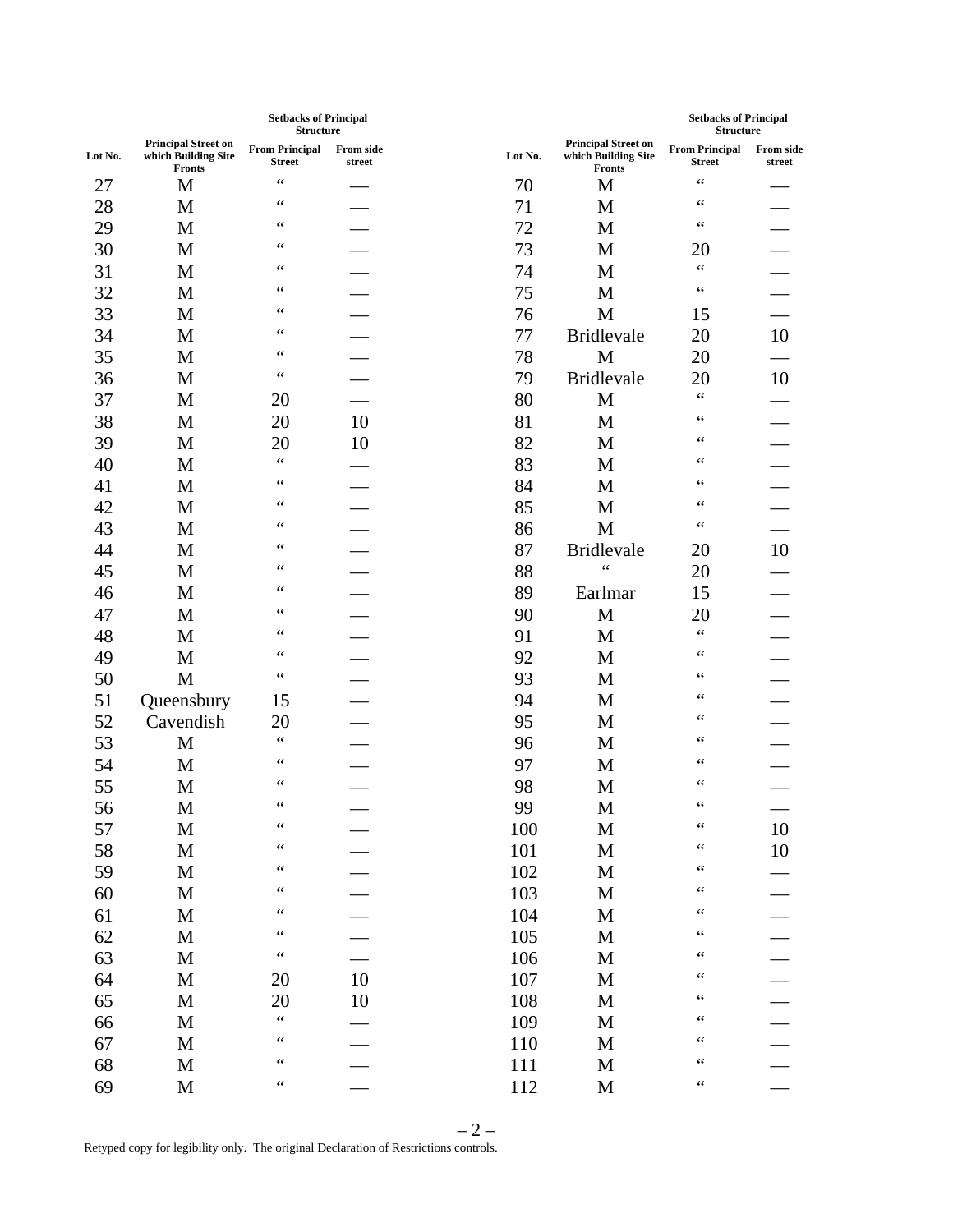| Lot No. | Principal Street on which Building Site Fronts | Setbacks of Principal Structure | |
|---|---|---|---|
| | | From Principal Street | From side street |
| 27 | M | " | — |
| 28 | M | " | — |
| 29 | M | " | — |
| 30 | M | " | — |
| 31 | M | " | — |
| 32 | M | " | — |
| 33 | M | " | — |
| 34 | M | " | — |
| 35 | M | " | — |
| 36 | M | " | — |
| 37 | M | 20 | — |
| 38 | M | 20 | 10 |
| 39 | M | 20 | 10 |
| 40 | M | " | — |
| 41 | M | " | — |
| 42 | M | " | — |
| 43 | M | " | — |
| 44 | M | " | — |
| 45 | M | " | — |
| 46 | M | " | — |
| 47 | M | " | — |
| 48 | M | " | — |
| 49 | M | " | — |
| 50 | M | " | — |
| 51 | Queensbury | 15 | — |
| 52 | Cavendish | 20 | — |
| 53 | M | " | — |
| 54 | M | " | — |
| 55 | M | " | — |
| 56 | M | " | — |
| 57 | M | " | — |
| 58 | M | " | — |
| 59 | M | " | — |
| 60 | M | " | — |
| 61 | M | " | — |
| 62 | M | " | — |
| 63 | M | " | — |
| 64 | M | 20 | 10 |
| 65 | M | 20 | 10 |
| 66 | M | " | — |
| 67 | M | " | — |
| 68 | M | " | — |
| 69 | M | " | — |
| 70 | M | " | — |
| 71 | M | " | — |
| 72 | M | " | — |
| 73 | M | 20 | — |
| 74 | M | " | — |
| 75 | M | " | — |
| 76 | M | 15 | — |
| 77 | Bridlevale | 20 | 10 |
| 78 | M | 20 | — |
| 79 | Bridlevale | 20 | 10 |
| 80 | M | " | — |
| 81 | M | " | — |
| 82 | M | " | — |
| 83 | M | " | — |
| 84 | M | " | — |
| 85 | M | " | — |
| 86 | M | " | — |
| 87 | Bridlevale | 20 | 10 |
| 88 | " | 20 | — |
| 89 | Earlmar | 15 | — |
| 90 | M | 20 | — |
| 91 | M | " | — |
| 92 | M | " | — |
| 93 | M | " | — |
| 94 | M | " | — |
| 95 | M | " | — |
| 96 | M | " | — |
| 97 | M | " | — |
| 98 | M | " | — |
| 99 | M | " | — |
| 100 | M | " | 10 |
| 101 | M | " | 10 |
| 102 | M | " | — |
| 103 | M | " | — |
| 104 | M | " | — |
| 105 | M | " | — |
| 106 | M | " | — |
| 107 | M | " | — |
| 108 | M | " | — |
| 109 | M | " | — |
| 110 | M | " | — |
| 111 | M | " | — |
| 112 | M | " | — |

Retyped copy for legibility only. The original Declaration of Restrictions controls.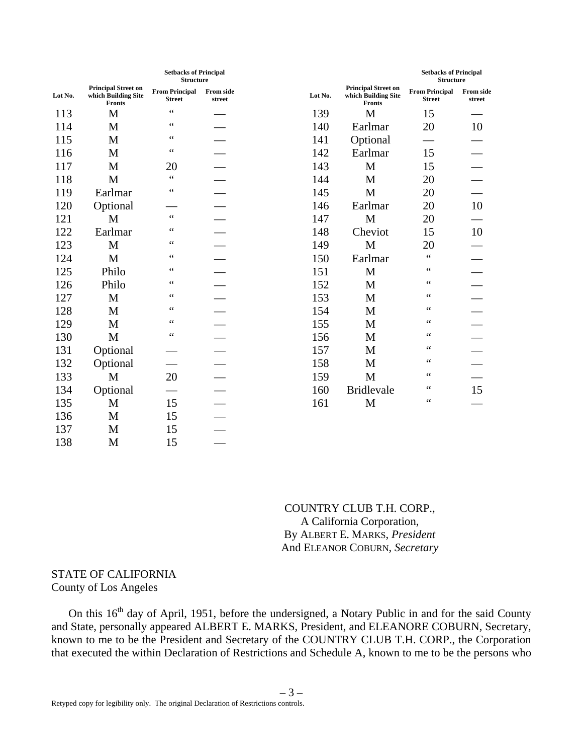| Lot No. | Principal Street on which Building Site Fronts | Setbacks of Principal Structure | |
|---|---|---|---|
| | | From Principal Street | From side street |
| 113 | M | " | — |
| 114 | M | " | — |
| 115 | M | " | — |
| 116 | M | " | — |
| 117 | M | 20 | — |
| 118 | M | " | — |
| 119 | Earlmar | " | — |
| 120 | Optional | — | — |
| 121 | M | " | — |
| 122 | Earlmar | " | — |
| 123 | M | " | — |
| 124 | M | " | — |
| 125 | Philo | " | — |
| 126 | Philo | " | — |
| 127 | M | " | — |
| 128 | M | " | — |
| 129 | M | " | — |
| 130 | M | " | — |
| 131 | Optional | — | — |
| 132 | Optional | — | — |
| 133 | M | 20 | — |
| 134 | Optional | — | — |
| 135 | M | 15 | — |
| 136 | M | 15 | — |
| 137 | M | 15 | — |
| 138 | M | 15 | — |
| 139 | M | 15 | — |
| 140 | Earlmar | 20 | 10 |
| 141 | Optional | — | — |
| 142 | Earlmar | 15 | — |
| 143 | M | 15 | — |
| 144 | M | 20 | — |
| 145 | M | 20 | — |
| 146 | Earlmar | 20 | 10 |
| 147 | M | 20 | — |
| 148 | Cheviot | 15 | 10 |
| 149 | M | 20 | — |
| 150 | Earlmar | " | — |
| 151 | M | " | — |
| 152 | M | " | — |
| 153 | M | " | — |
| 154 | M | " | — |
| 155 | M | " | — |
| 156 | M | " | — |
| 157 | M | " | — |
| 158 | M | " | — |
| 159 | M | " | — |
| 160 | Bridlevale | " | 15 |
| 161 | M | " | — |

COUNTRY CLUB T.H. CORP.,
A California Corporation,
By ALBERT E. MARKS, *President*
And ELEANOR COBURN, *Secretary*

STATE OF CALIFORNIA
County of Los Angeles

On this 16th day of April, 1951, before the undersigned, a Notary Public in and for the said County and State, personally appeared ALBERT E. MARKS, President, and ELEANORE COBURN, Secretary, known to me to be the President and Secretary of the COUNTRY CLUB T.H. CORP., the Corporation that executed the within Declaration of Restrictions and Schedule A, known to me to be the persons who

Retyped copy for legibility only. The original Declaration of Restrictions controls.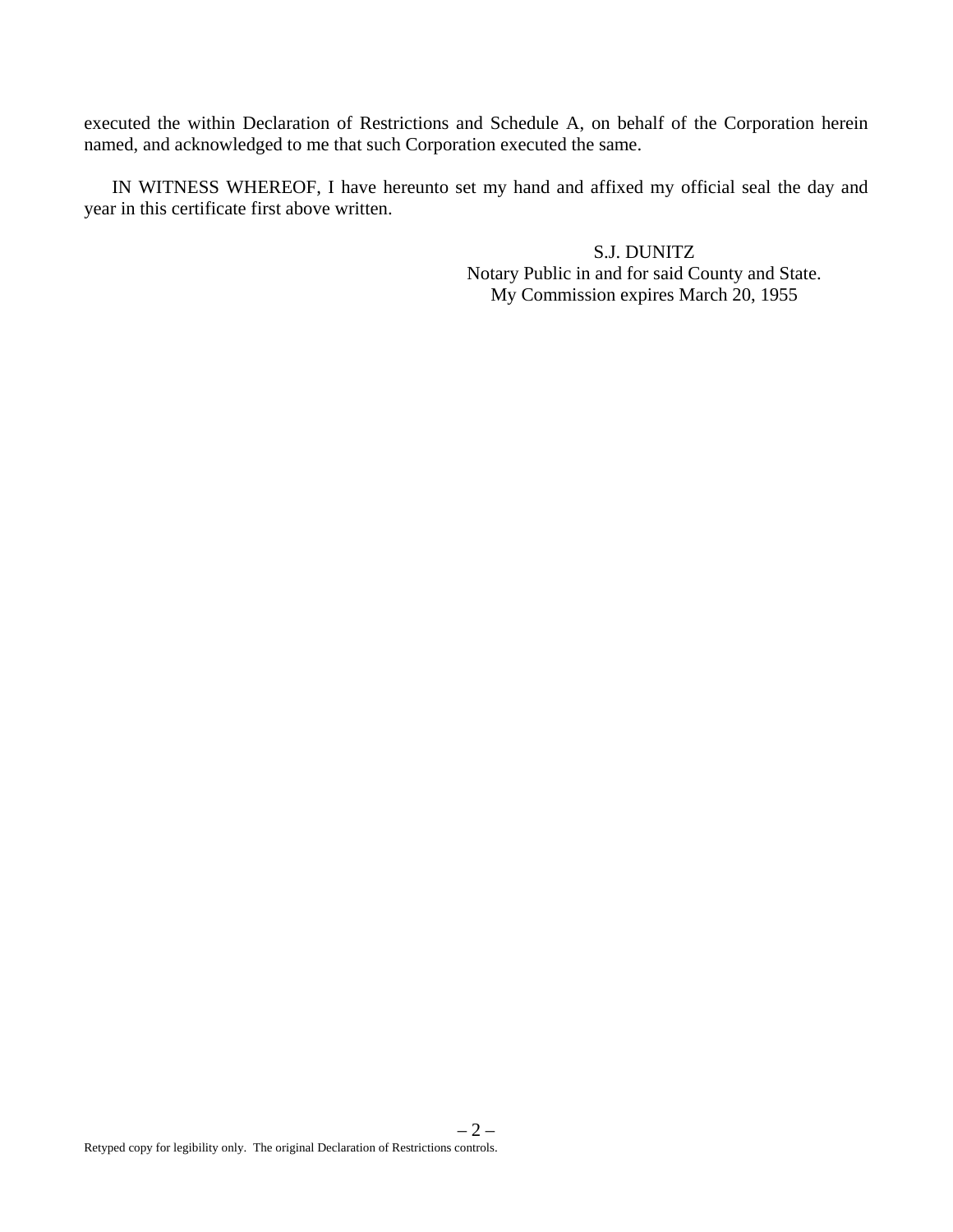executed the within Declaration of Restrictions and Schedule A, on behalf of the Corporation herein named, and acknowledged to me that such Corporation executed the same.

IN WITNESS WHEREOF, I have hereunto set my hand and affixed my official seal the day and year in this certificate first above written.

S.J. DUNITZ
Notary Public in and for said County and State.
My Commission expires March 20, 1955

Retyped copy for legibility only. The original Declaration of Restrictions controls.